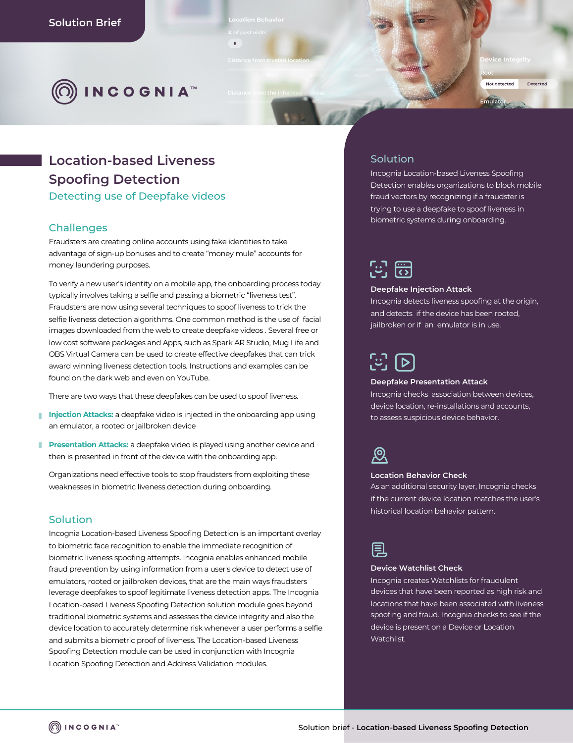Solution Brief

# Location-based Liveness Spoofing Detection

## Detecting use of Deepfake videos

## Challenges

Fraudsters are creating online accounts using fake identities to take advantage of sign-up bonuses and to create "money mule" accounts for money laundering purposes.

To verify a new user's identity on a mobile app, the onboarding process today typically involves taking a selfie and passing a biometric "liveness test". Fraudsters are now using several techniques to spoof liveness to trick the selfie liveness detection algorithms. One common method is the use of facial images downloaded from the web to create deepfake videos . Several free or low cost software packages and Apps, such as Spark AR Studio, Mug Life and OBS Virtual Camera can be used to create effective deepfakes that can trick award winning liveness detection tools. Instructions and examples can be found on the dark web and even on YouTube.

There are two ways that these deepfakes can be used to spoof liveness.

- **Injection Attacks:** a deepfake video is injected in the onboarding app using an emulator, a rooted or jailbroken device
- **Presentation Attacks:** a deepfake video is played using another device and then is presented in front of the device with the onboarding app.

Organizations need effective tools to stop fraudsters from exploiting these weaknesses in biometric liveness detection during onboarding.

## Solution

Incognia Location-based Liveness Spoofing Detection is an important overlay to biometric face recognition to enable the immediate recognition of biometric liveness spoofing attempts. Incognia enables enhanced mobile fraud prevention by using information from a user's device to detect use of emulators, rooted or jailbroken devices, that are the main ways fraudsters leverage deepfakes to spoof legitimate liveness detection apps. The Incognia Location-based Liveness Spoofing Detection solution module goes beyond traditional biometric systems and assesses the device integrity and also the device location to accurately determine risk whenever a user performs a selfie and submits a biometric proof of liveness. The Location-based Liveness Spoofing Detection module can be used in conjunction with Incognia Location Spoofing Detection and Address Validation modules.

## Solution

Incognia Location-based Liveness Spoofing Detection enables organizations to block mobile fraud vectors by recognizing if a fraudster is trying to use a deepfake to spoof liveness in biometric systems during onboarding.

### Deepfake Injection Attack

Incognia detects liveness spoofing at the origin, and detects if the device has been rooted, jailbroken or if an emulator is in use.

### Deepfake Presentation Attack

Incognia checks association between devices, device location, re-installations and accounts, to assess suspicious device behavior.

### Location Behavior Check

As an additional security layer, Incognia checks if the current device location matches the user's historical location behavior pattern.

### Device Watchlist Check

Incognia creates Watchlists for fraudulent devices that have been reported as high risk and locations that have been associated with liveness spoofing and fraud. Incognia checks to see if the device is present on a Device or Location Watchlist.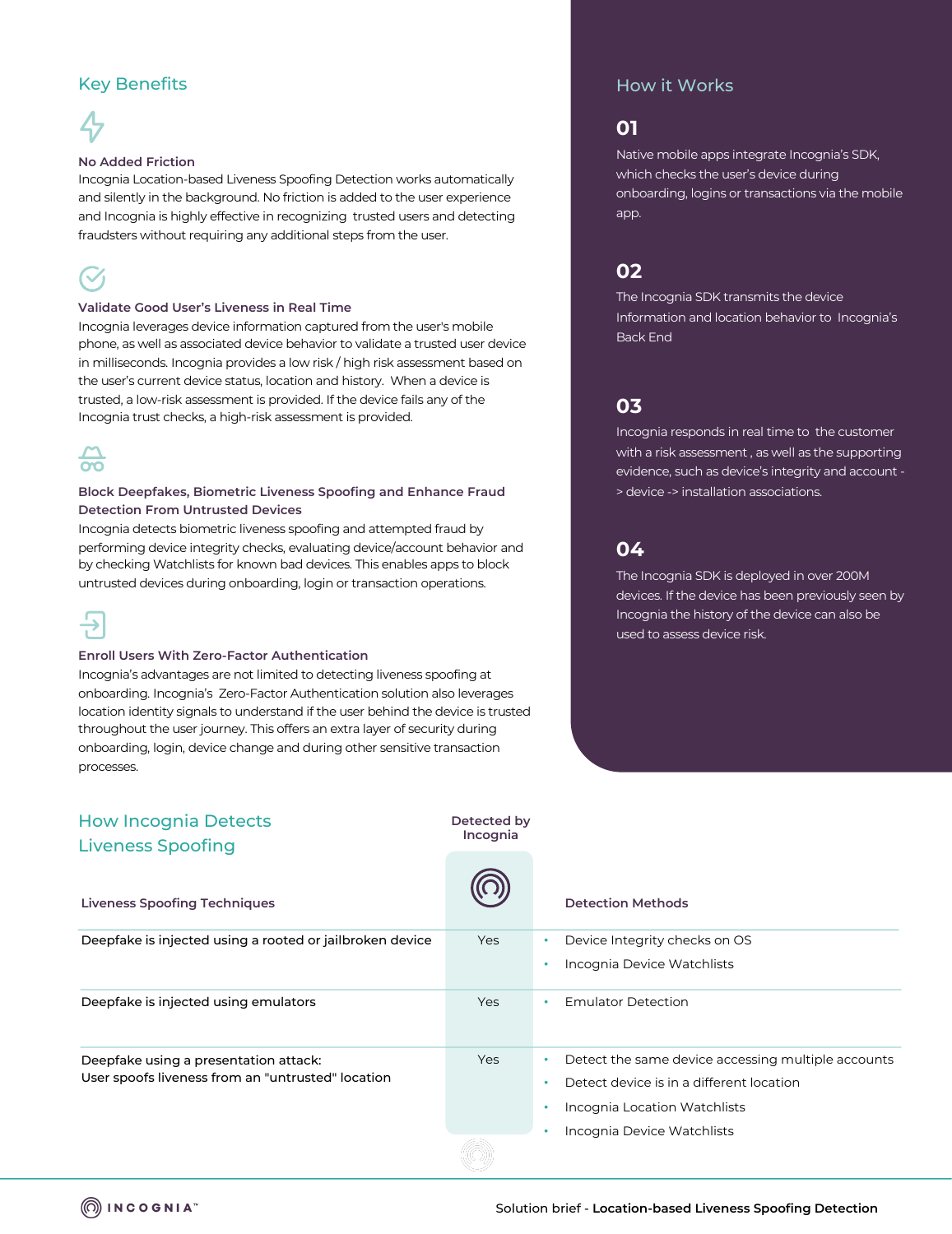## Key Benefits

### No Added Friction

Incognia Location-based Liveness Spoofing Detection works automatically and silently in the background. No friction is added to the user experience and Incognia is highly effective in recognizing trusted users and detecting fraudsters without requiring any additional steps from the user.

### Validate Good User's Liveness in Real Time

Incognia leverages device information captured from the user's mobile phone, as well as associated device behavior to validate a trusted user device in milliseconds. Incognia provides a low risk / high risk assessment based on the user's current device status, location and history. When a device is trusted, a low-risk assessment is provided. If the device fails any of the Incognia trust checks, a high-risk assessment is provided.

### Block Deepfakes, Biometric Liveness Spoofing and Enhance Fraud Detection From Untrusted Devices

Incognia detects biometric liveness spoofing and attempted fraud by performing device integrity checks, evaluating device/account behavior and by checking Watchlists for known bad devices. This enables apps to block untrusted devices during onboarding, login or transaction operations.

### Enroll Users With Zero-Factor Authentication

Incognia's advantages are not limited to detecting liveness spoofing at onboarding. Incognia's Zero-Factor Authentication solution also leverages location identity signals to understand if the user behind the device is trusted throughout the user journey. This offers an extra layer of security during onboarding, login, device change and during other sensitive transaction processes.

## How it Works

**01**

Native mobile apps integrate Incognia's SDK, which checks the user's device during onboarding, logins or transactions via the mobile app.

**02**

The Incognia SDK transmits the device Information and location behavior to Incognia's Back End

**03**

Incognia responds in real time to the customer with a risk assessment , as well as the supporting evidence, such as device's integrity and account -> device -> installation associations.

**04**

The Incognia SDK is deployed in over 200M devices. If the device has been previously seen by Incognia the history of the device can also be used to assess device risk.

## How Incognia Detects Liveness Spoofing

| Liveness Spoofing Techniques | Detected by Incognia | Detection Methods |
|---|---|---|
| Deepfake is injected using a rooted or jailbroken device | Yes | • Device Integrity checks on OS<br>• Incognia Device Watchlists |
| Deepfake is injected using emulators | Yes | • Emulator Detection |
| Deepfake using a presentation attack:<br>User spoofs liveness from an "untrusted" location | Yes | • Detect the same device accessing multiple accounts<br>• Detect device is in a different location<br>• Incognia Location Watchlists<br>• Incognia Device Watchlists |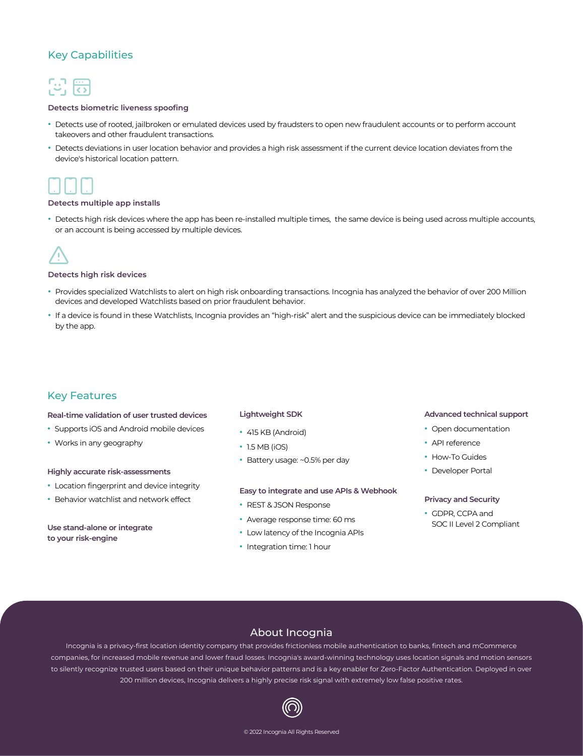## Key Capabilities

**Detects biometric liveness spoofing**

- Detects use of rooted, jailbroken or emulated devices used by fraudsters to open new fraudulent accounts or to perform account takeovers and other fraudulent transactions.
- Detects deviations in user location behavior and provides a high risk assessment if the current device location deviates from the device's historical location pattern.

**Detects multiple app installs**

- Detects high risk devices where the app has been re-installed multiple times, the same device is being used across multiple accounts, or an account is being accessed by multiple devices.

**Detects high risk devices**

- Provides specialized Watchlists to alert on high risk onboarding transactions. Incognia has analyzed the behavior of over 200 Million devices and developed Watchlists based on prior fraudulent behavior.
- If a device is found in these Watchlists, Incognia provides an "high-risk" alert and the suspicious device can be immediately blocked by the app.

## Key Features

**Real-time validation of user trusted devices**

- Supports iOS and Android mobile devices
- Works in any geography

**Highly accurate risk-assessments**

- Location fingerprint and device integrity
- Behavior watchlist and network effect

**Use stand-alone or integrate to your risk-engine**

**Lightweight SDK**

- 415 KB (Android)
- 1.5 MB (iOS)
- Battery usage: ~0.5% per day

**Easy to integrate and use APIs & Webhook**

- REST & JSON Response
- Average response time: 60 ms
- Low latency of the Incognia APIs
- Integration time: 1 hour

**Advanced technical support**

- Open documentation
- API reference
- How-To Guides
- Developer Portal

**Privacy and Security**

- GDPR, CCPA and SOC II Level 2 Compliant

## About Incognia

Incognia is a privacy-first location identity company that provides frictionless mobile authentication to banks, fintech and mCommerce companies, for increased mobile revenue and lower fraud losses. Incognia's award-winning technology uses location signals and motion sensors to silently recognize trusted users based on their unique behavior patterns and is a key enabler for Zero-Factor Authentication. Deployed in over 200 million devices, Incognia delivers a highly precise risk signal with extremely low false positive rates.

© 2022 Incognia All Rights Reserved